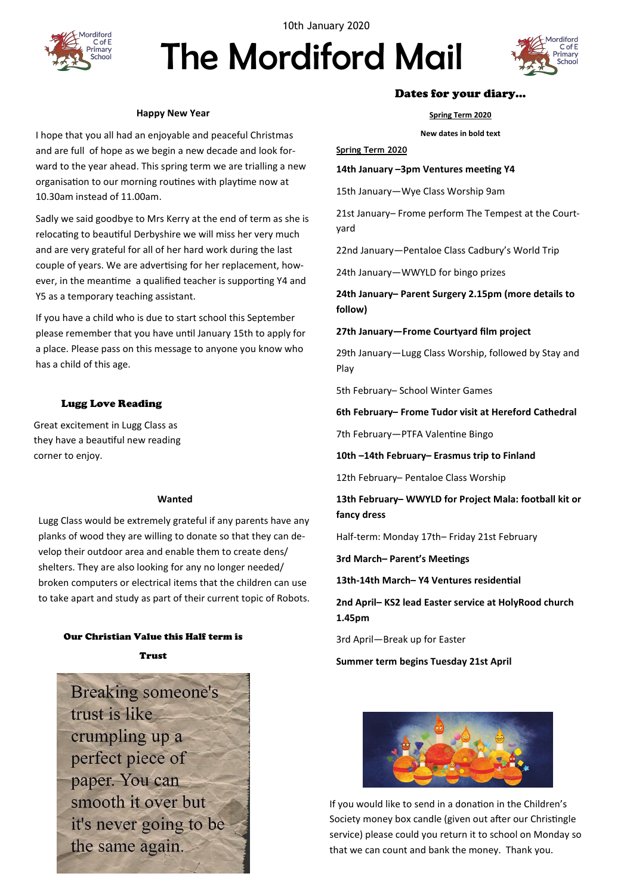10th January 2020

# The Mordiford Mail

### Happy New Year

I hope that you all had an enjoyable and peaceful Christmas and are full of hope as we begin a new decade and look forward to the year ahead. This spring term we are trialling a new organisation to our morning routines with playtime now at 10.30am instead of 11.00am.

Sadly we said goodbye to Mrs Kerry at the end of term as she is relocating to beautiful Derbyshire we will miss her very much and are very grateful for all of her hard work during the last couple of years. We are advertising for her replacement, however, in the meantime a qualified teacher is supporting Y4 and Y5 as a temporary teaching assistant.

If you have a child who is due to start school this September please remember that you have until January 15th to apply for a place. Please pass on this message to anyone you know who has a child of this age.

### Lugg Love Reading

Great excitement in Lugg Class as they have a beautiful new reading corner to enjoy.

### Wanted

Lugg Class would be extremely grateful if any parents have any planks of wood they are willing to donate so that they can develop their outdoor area and enable them to create dens/shelters. They are also looking for any no longer needed/broken computers or electrical items that the children can use to take apart and study as part of their current topic of Robots.

### Our Christian Value this Half term is Trust

Breaking someone's trust is like crumpling up a perfect piece of paper. You can smooth it over but it's never going to be the same again.

## Dates for your diary...

**Spring Term 2020**

**New dates in bold text**

**Spring Term 2020**

**14th January –3pm Ventures meeting Y4**

15th January—Wye Class Worship 9am

21st January– Frome perform The Tempest at the Courtyard

22nd January—Pentaloe Class Cadbury's World Trip

24th January—WWYLD for bingo prizes

**24th January– Parent Surgery 2.15pm (more details to follow)**

**27th January—Frome Courtyard film project**

29th January—Lugg Class Worship, followed by Stay and Play

5th February– School Winter Games

**6th February– Frome Tudor visit at Hereford Cathedral**

7th February—PTFA Valentine Bingo

**10th –14th February– Erasmus trip to Finland**

12th February– Pentaloe Class Worship

**13th February– WWYLD for Project Mala: football kit or fancy dress**

Half-term: Monday 17th– Friday 21st February

**3rd March– Parent's Meetings**

**13th-14th March– Y4 Ventures residential**

**2nd April– KS2 lead Easter service at HolyRood church 1.45pm**

3rd April—Break up for Easter

**Summer term begins Tuesday 21st April**

If you would like to send in a donation in the Children's Society money box candle (given out after our Christingle service) please could you return it to school on Monday so that we can count and bank the money. Thank you.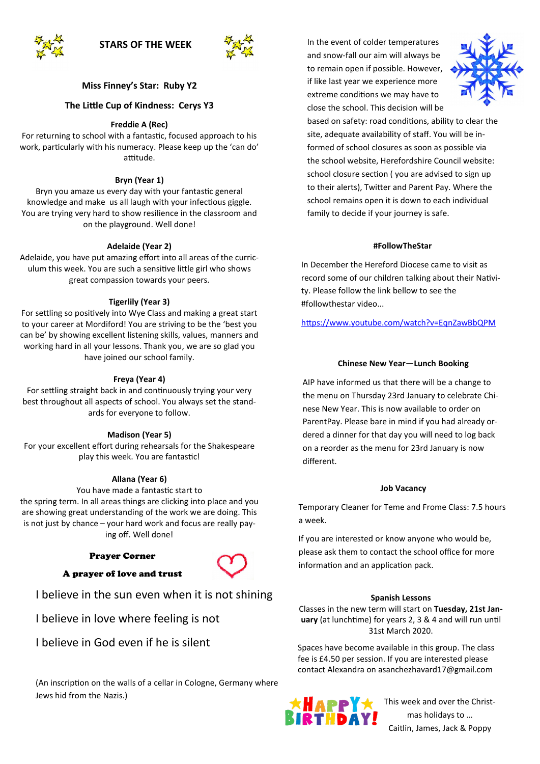## STARS OF THE WEEK

**Miss Finney's Star: Ruby Y2**

**The Little Cup of Kindness: Cerys Y3**

**Freddie A (Rec)**
For returning to school with a fantastic, focused approach to his work, particularly with his numeracy. Please keep up the 'can do' attitude.

**Bryn (Year 1)**
Bryn you amaze us every day with your fantastic general knowledge and make us all laugh with your infectious giggle. You are trying very hard to show resilience in the classroom and on the playground. Well done!

**Adelaide (Year 2)**
Adelaide, you have put amazing effort into all areas of the curriculum this week. You are such a sensitive little girl who shows great compassion towards your peers.

**Tigerlily (Year 3)**
For settling so positively into Wye Class and making a great start to your career at Mordiford! You are striving to be the 'best you can be' by showing excellent listening skills, values, manners and working hard in all your lessons. Thank you, we are so glad you have joined our school family.

**Freya (Year 4)**
For settling straight back in and continuously trying your very best throughout all aspects of school. You always set the standards for everyone to follow.

**Madison (Year 5)**
For your excellent effort during rehearsals for the Shakespeare play this week. You are fantastic!

**Allana (Year 6)**
You have made a fantastic start to the spring term. In all areas things are clicking into place and you are showing great understanding of the work we are doing. This is not just by chance – your hard work and focus are really paying off. Well done!

### Prayer Corner

**A prayer of love and trust**

I believe in the sun even when it is not shining

I believe in love where feeling is not

I believe in God even if he is silent

(An inscription on the walls of a cellar in Cologne, Germany where Jews hid from the Nazis.)

In the event of colder temperatures and snow-fall our aim will always be to remain open if possible. However, if like last year we experience more extreme conditions we may have to close the school. This decision will be based on safety: road conditions, ability to clear the site, adequate availability of staff. You will be informed of school closures as soon as possible via the school website, Herefordshire Council website: school closure section ( you are advised to sign up to their alerts), Twitter and Parent Pay. Where the school remains open it is down to each individual family to decide if your journey is safe.

### #FollowTheStar

In December the Hereford Diocese came to visit as record some of our children talking about their Nativity. Please follow the link bellow to see the #followthestar video...

https://www.youtube.com/watch?v=EqnZawBbQPM

### Chinese New Year—Lunch Booking

AIP have informed us that there will be a change to the menu on Thursday 23rd January to celebrate Chinese New Year. This is now available to order on ParentPay. Please bare in mind if you had already ordered a dinner for that day you will need to log back on a reorder as the menu for 23rd January is now different.

### Job Vacancy

Temporary Cleaner for Teme and Frome Class: 7.5 hours a week.

If you are interested or know anyone who would be, please ask them to contact the school office for more information and an application pack.

### Spanish Lessons

Classes in the new term will start on **Tuesday, 21st January** (at lunchtime) for years 2, 3 & 4 and will run until 31st March 2020.

Spaces have become available in this group. The class fee is £4.50 per session. If you are interested please contact Alexandra on asanchezhavard17@gmail.com

HAPPY BIRTHDAY!

This week and over the Christmas holidays to … Caitlin, James, Jack & Poppy